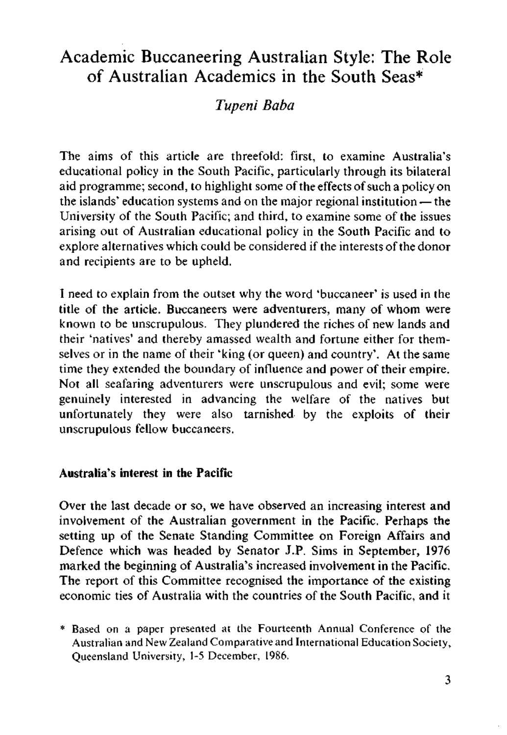# Academic Buccaneering Australian Style: The Role of Australian Academics in the South Seas*

*Tupeni Baba*

The aims of this article are threefold: first, to examine Australia's educational policy in the South Pacific, particularly through its bilateral aid programme; second, to highlight some of the effects of such a policy on the islands' education systems and on the major regional institution — the University of the South Pacific; and third, to examine some of the issues arising out of Australian educational policy in the South Pacific and to explore alternatives which could be considered if the interests of the donor and recipients are to be upheld.

I need to explain from the outset why the word 'buccaneer' is used in the title of the article. Buccaneers were adventurers, many of whom were known to be unscrupulous. They plundered the riches of new lands and their 'natives' and thereby amassed wealth and fortune either for themselves or in the name of their 'king (or queen) and country'. At the same time they extended the boundary of influence and power of their empire. Not all seafaring adventurers were unscrupulous and evil; some were genuinely interested in advancing the welfare of the natives but unfortunately they were also tarnished by the exploits of their unscrupulous fellow buccaneers.

### Australia's interest in the Pacific

Over the last decade or so, we have observed an increasing interest and involvement of the Australian government in the Pacific. Perhaps the setting up of the Senate Standing Committee on Foreign Affairs and Defence which was headed by Senator J.P. Sims in September, 1976 marked the beginning of Australia's increased involvement in the Pacific. The report of this Committee recognised the importance of the existing economic ties of Australia with the countries of the South Pacific, and it

\* Based on a paper presented at the Fourteenth Annual Conference of the Australian and New Zealand Comparative and International Education Society, Queensland University, 1-5 December, 1986.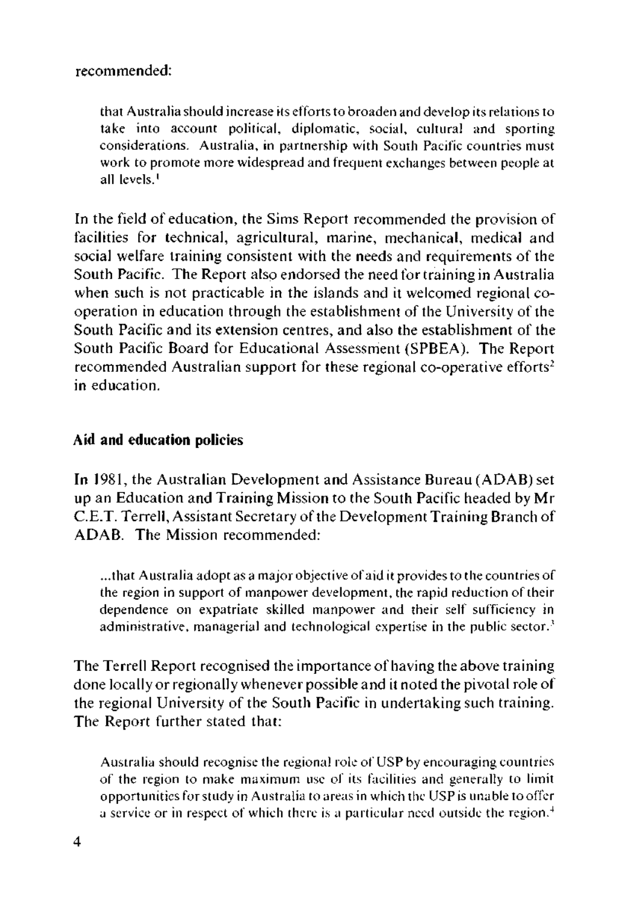recommended:

> that Australia should increase its efforts to broaden and develop its relations to take into account political, diplomatic, social, cultural and sporting considerations. Australia, in partnership with South Pacific countries must work to promote more widespread and frequent exchanges between people at all levels.[1]

In the field of education, the Sims Report recommended the provision of facilities for technical, agricultural, marine, mechanical, medical and social welfare training consistent with the needs and requirements of the South Pacific. The Report also endorsed the need for training in Australia when such is not practicable in the islands and it welcomed regional co-operation in education through the establishment of the University of the South Pacific and its extension centres, and also the establishment of the South Pacific Board for Educational Assessment (SPBEA). The Report recommended Australian support for these regional co-operative efforts[2] in education.

## Aid and education policies

In 1981, the Australian Development and Assistance Bureau (ADAB) set up an Education and Training Mission to the South Pacific headed by Mr C.E.T. Terrell, Assistant Secretary of the Development Training Branch of ADAB. The Mission recommended:

> ...that Australia adopt as a major objective of aid it provides to the countries of the region in support of manpower development, the rapid reduction of their dependence on expatriate skilled manpower and their self sufficiency in administrative, managerial and technological expertise in the public sector.[3]

The Terrell Report recognised the importance of having the above training done locally or regionally whenever possible and it noted the pivotal role of the regional University of the South Pacific in undertaking such training. The Report further stated that:

> Australia should recognise the regional role of USP by encouraging countries of the region to make maximum use of its facilities and generally to limit opportunities for study in Australia to areas in which the USP is unable to offer a service or in respect of which there is a particular need outside the region.[4]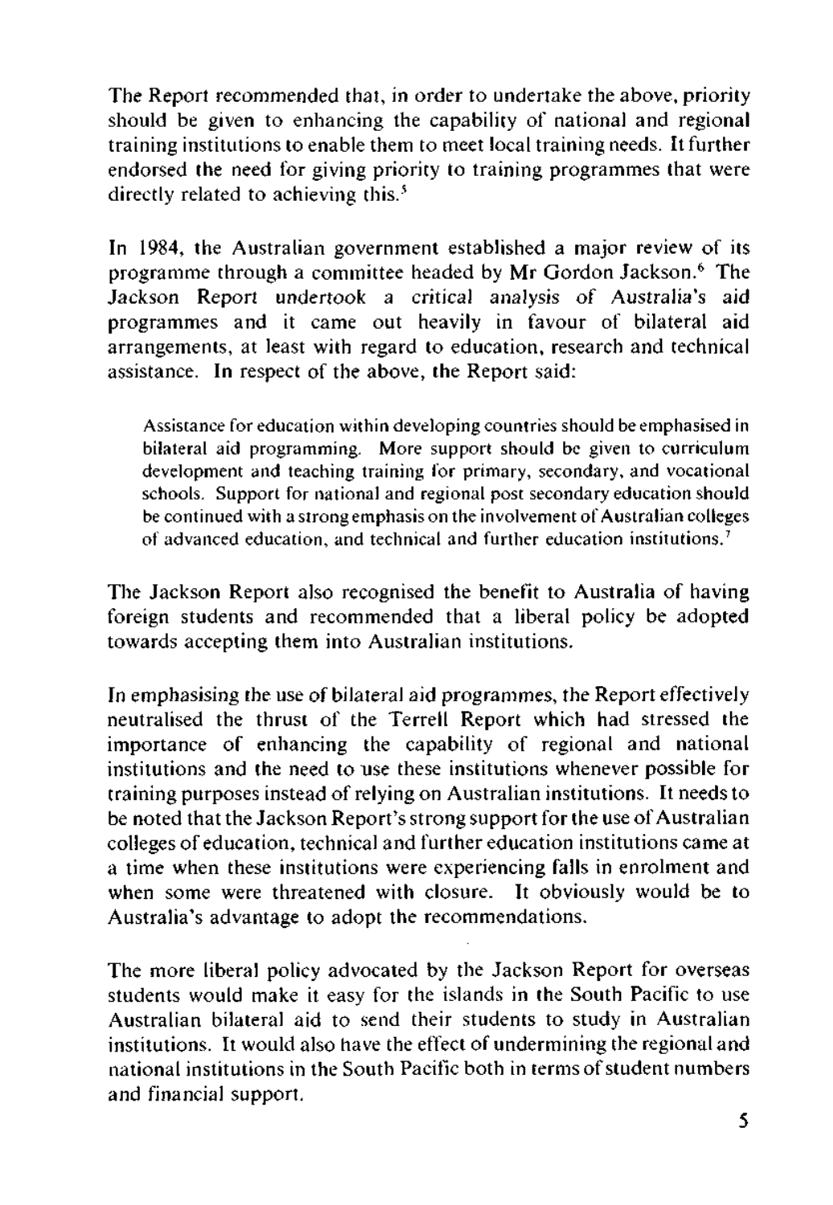The Report recommended that, in order to undertake the above, priority should be given to enhancing the capability of national and regional training institutions to enable them to meet local training needs. It further endorsed the need for giving priority to training programmes that were directly related to achieving this.[5]

In 1984, the Australian government established a major review of its programme through a committee headed by Mr Gordon Jackson.[6] The Jackson Report undertook a critical analysis of Australia's aid programmes and it came out heavily in favour of bilateral aid arrangements, at least with regard to education, research and technical assistance. In respect of the above, the Report said:

> Assistance for education within developing countries should be emphasised in bilateral aid programming. More support should be given to curriculum development and teaching training for primary, secondary, and vocational schools. Support for national and regional post secondary education should be continued with a strong emphasis on the involvement of Australian colleges of advanced education, and technical and further education institutions.[7]

The Jackson Report also recognised the benefit to Australia of having foreign students and recommended that a liberal policy be adopted towards accepting them into Australian institutions.

In emphasising the use of bilateral aid programmes, the Report effectively neutralised the thrust of the Terrell Report which had stressed the importance of enhancing the capability of regional and national institutions and the need to use these institutions whenever possible for training purposes instead of relying on Australian institutions. It needs to be noted that the Jackson Report's strong support for the use of Australian colleges of education, technical and further education institutions came at a time when these institutions were experiencing falls in enrolment and when some were threatened with closure. It obviously would be to Australia's advantage to adopt the recommendations.

The more liberal policy advocated by the Jackson Report for overseas students would make it easy for the islands in the South Pacific to use Australian bilateral aid to send their students to study in Australian institutions. It would also have the effect of undermining the regional and national institutions in the South Pacific both in terms of student numbers and financial support.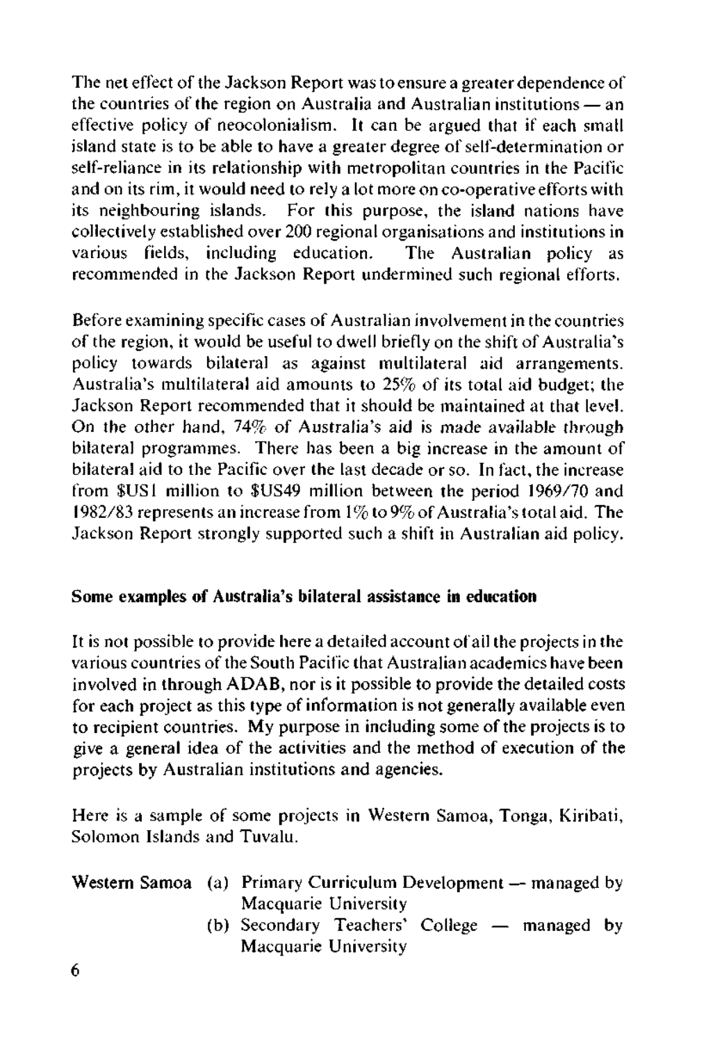The net effect of the Jackson Report was to ensure a greater dependence of the countries of the region on Australia and Australian institutions — an effective policy of neocolonialism. It can be argued that if each small island state is to be able to have a greater degree of self-determination or self-reliance in its relationship with metropolitan countries in the Pacific and on its rim, it would need to rely a lot more on co-operative efforts with its neighbouring islands. For this purpose, the island nations have collectively established over 200 regional organisations and institutions in various fields, including education. The Australian policy as recommended in the Jackson Report undermined such regional efforts.

Before examining specific cases of Australian involvement in the countries of the region, it would be useful to dwell briefly on the shift of Australia's policy towards bilateral as against multilateral aid arrangements. Australia's multilateral aid amounts to 25% of its total aid budget; the Jackson Report recommended that it should be maintained at that level. On the other hand, 74% of Australia's aid is made available through bilateral programmes. There has been a big increase in the amount of bilateral aid to the Pacific over the last decade or so. In fact, the increase from $US1 million to $US49 million between the period 1969/70 and 1982/83 represents an increase from 1% to 9% of Australia's total aid. The Jackson Report strongly supported such a shift in Australian aid policy.

**Some examples of Australia's bilateral assistance in education**

It is not possible to provide here a detailed account of all the projects in the various countries of the South Pacific that Australian academics have been involved in through ADAB, nor is it possible to provide the detailed costs for each project as this type of information is not generally available even to recipient countries. My purpose in including some of the projects is to give a general idea of the activities and the method of execution of the projects by Australian institutions and agencies.

Here is a sample of some projects in Western Samoa, Tonga, Kiribati, Solomon Islands and Tuvalu.

**Western Samoa**
(a) Primary Curriculum Development — managed by Macquarie University
(b) Secondary Teachers' College — managed by Macquarie University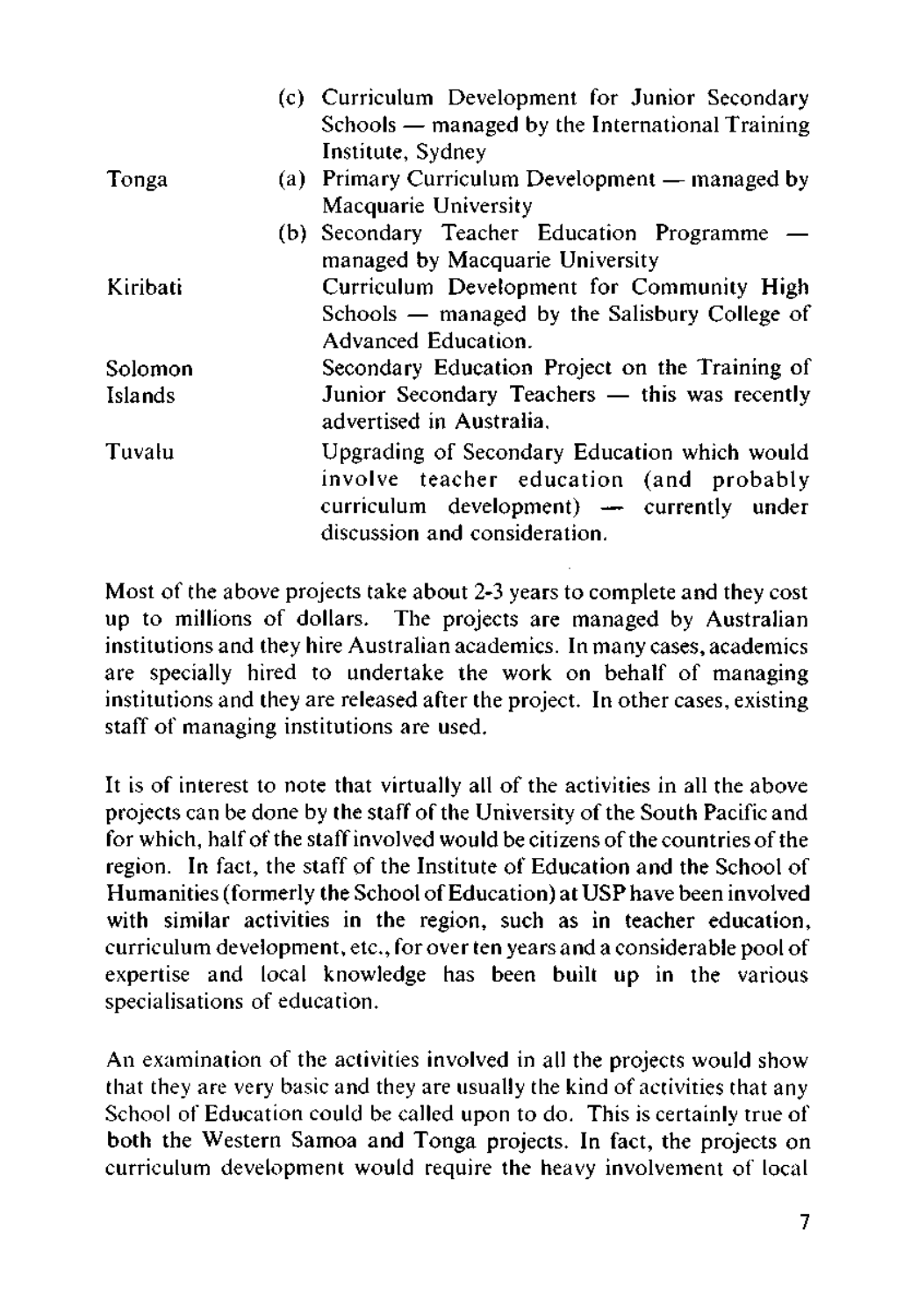| | |
|---|---|
| | (c) Curriculum Development for Junior Secondary Schools — managed by the International Training Institute, Sydney |
| Tonga | (a) Primary Curriculum Development — managed by Macquarie University |
| | (b) Secondary Teacher Education Programme — managed by Macquarie University |
| Kiribati | Curriculum Development for Community High Schools — managed by the Salisbury College of Advanced Education. |
| Solomon Islands | Secondary Education Project on the Training of Junior Secondary Teachers — this was recently advertised in Australia. |
| Tuvalu | Upgrading of Secondary Education which would involve teacher education (and probably curriculum development) — currently under discussion and consideration. |

Most of the above projects take about 2-3 years to complete and they cost up to millions of dollars. The projects are managed by Australian institutions and they hire Australian academics. In many cases, academics are specially hired to undertake the work on behalf of managing institutions and they are released after the project. In other cases, existing staff of managing institutions are used.

It is of interest to note that virtually all of the activities in all the above projects can be done by the staff of the University of the South Pacific and for which, half of the staff involved would be citizens of the countries of the region. In fact, the staff of the Institute of Education and the School of Humanities (formerly the School of Education) at USP have been involved with similar activities in the region, such as in teacher education, curriculum development, etc., for over ten years and a considerable pool of expertise and local knowledge has been built up in the various specialisations of education.

An examination of the activities involved in all the projects would show that they are very basic and they are usually the kind of activities that any School of Education could be called upon to do. This is certainly true of both the Western Samoa and Tonga projects. In fact, the projects on curriculum development would require the heavy involvement of local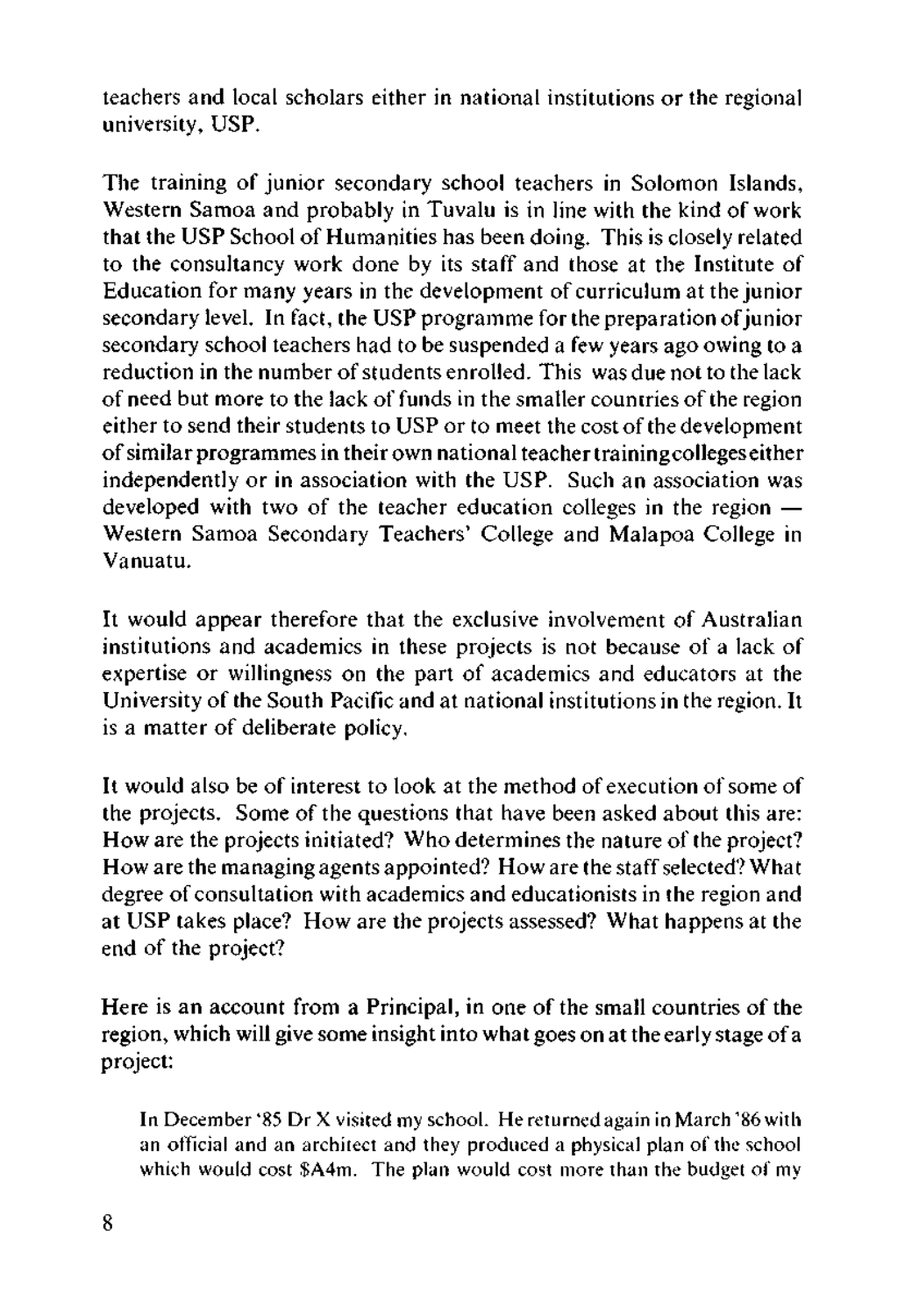teachers and local scholars either in national institutions or the regional university, USP.

The training of junior secondary school teachers in Solomon Islands, Western Samoa and probably in Tuvalu is in line with the kind of work that the USP School of Humanities has been doing. This is closely related to the consultancy work done by its staff and those at the Institute of Education for many years in the development of curriculum at the junior secondary level. In fact, the USP programme for the preparation of junior secondary school teachers had to be suspended a few years ago owing to a reduction in the number of students enrolled. This was due not to the lack of need but more to the lack of funds in the smaller countries of the region either to send their students to USP or to meet the cost of the development of similar programmes in their own national teacher training colleges either independently or in association with the USP. Such an association was developed with two of the teacher education colleges in the region — Western Samoa Secondary Teachers' College and Malapoa College in Vanuatu.

It would appear therefore that the exclusive involvement of Australian institutions and academics in these projects is not because of a lack of expertise or willingness on the part of academics and educators at the University of the South Pacific and at national institutions in the region. It is a matter of deliberate policy.

It would also be of interest to look at the method of execution of some of the projects. Some of the questions that have been asked about this are: How are the projects initiated? Who determines the nature of the project? How are the managing agents appointed? How are the staff selected? What degree of consultation with academics and educationists in the region and at USP takes place? How are the projects assessed? What happens at the end of the project?

Here is an account from a Principal, in one of the small countries of the region, which will give some insight into what goes on at the early stage of a project:

> In December '85 Dr X visited my school. He returned again in March '86 with an official and an architect and they produced a physical plan of the school which would cost $A4m. The plan would cost more than the budget of my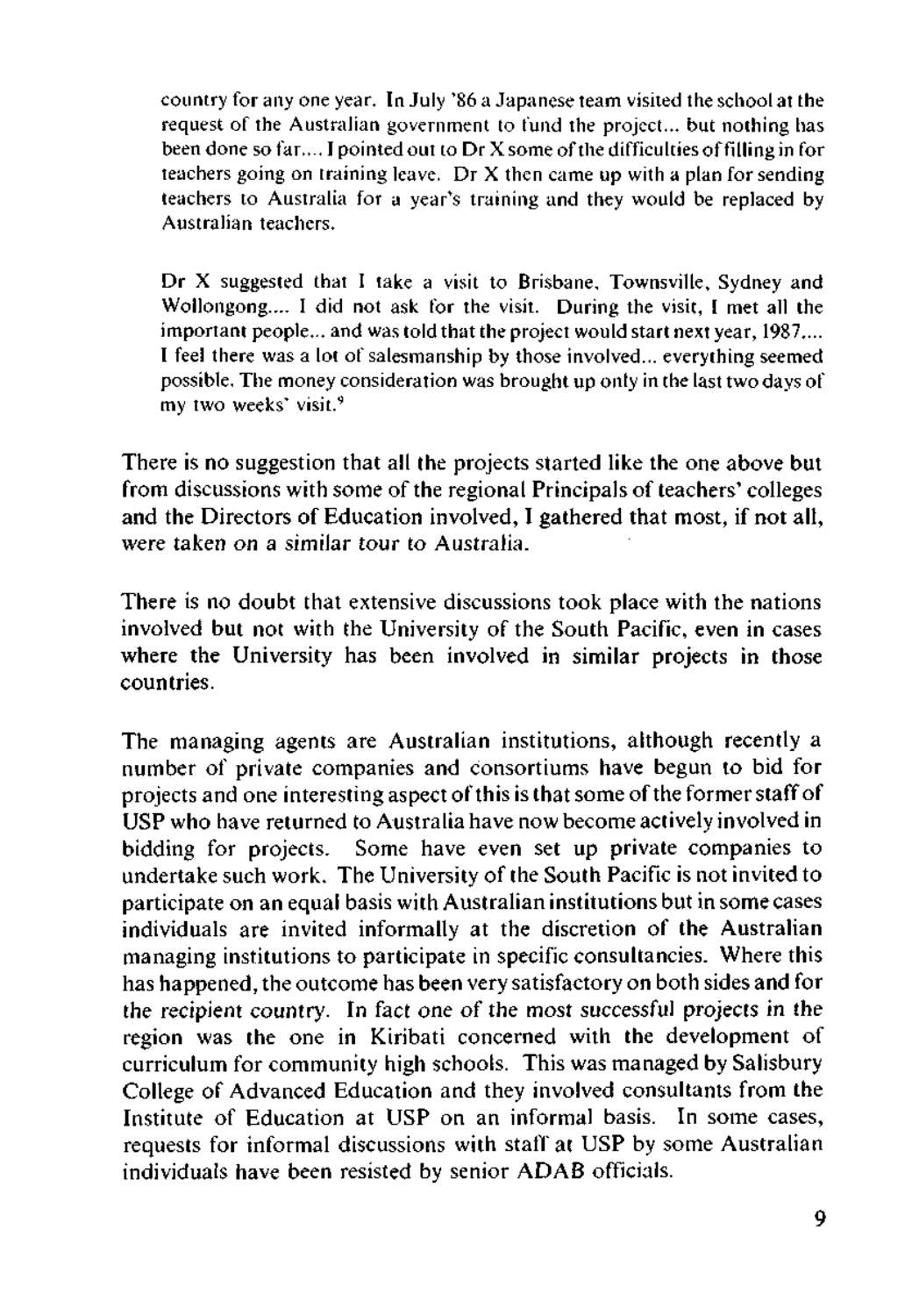> country for any one year. In July '86 a Japanese team visited the school at the request of the Australian government to fund the project... but nothing has been done so far.... I pointed out to Dr X some of the difficulties of filling in for teachers going on training leave. Dr X then came up with a plan for sending teachers to Australia for a year's training and they would be replaced by Australian teachers.
>
> Dr X suggested that I take a visit to Brisbane, Townsville, Sydney and Wollongong.... I did not ask for the visit. During the visit, I met all the important people... and was told that the project would start next year, 1987.... I feel there was a lot of salesmanship by those involved... everything seemed possible. The money consideration was brought up only in the last two days of my two weeks' visit.[9]

There is no suggestion that all the projects started like the one above but from discussions with some of the regional Principals of teachers' colleges and the Directors of Education involved, I gathered that most, if not all, were taken on a similar tour to Australia.

There is no doubt that extensive discussions took place with the nations involved but not with the University of the South Pacific, even in cases where the University has been involved in similar projects in those countries.

The managing agents are Australian institutions, although recently a number of private companies and consortiums have begun to bid for projects and one interesting aspect of this is that some of the former staff of USP who have returned to Australia have now become actively involved in bidding for projects. Some have even set up private companies to undertake such work. The University of the South Pacific is not invited to participate on an equal basis with Australian institutions but in some cases individuals are invited informally at the discretion of the Australian managing institutions to participate in specific consultancies. Where this has happened, the outcome has been very satisfactory on both sides and for the recipient country. In fact one of the most successful projects in the region was the one in Kiribati concerned with the development of curriculum for community high schools. This was managed by Salisbury College of Advanced Education and they involved consultants from the Institute of Education at USP on an informal basis. In some cases, requests for informal discussions with staff at USP by some Australian individuals have been resisted by senior ADAB officials.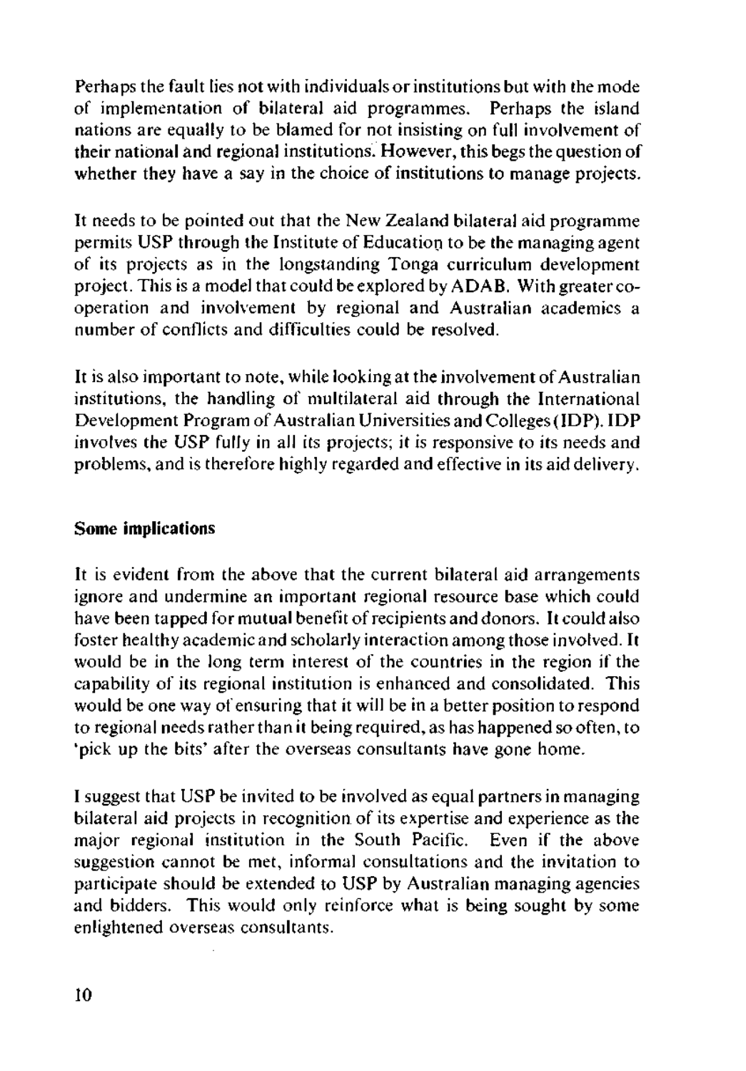Perhaps the fault lies not with individuals or institutions but with the mode of implementation of bilateral aid programmes. Perhaps the island nations are equally to be blamed for not insisting on full involvement of their national and regional institutions. However, this begs the question of whether they have a say in the choice of institutions to manage projects.

It needs to be pointed out that the New Zealand bilateral aid programme permits USP through the Institute of Education to be the managing agent of its projects as in the longstanding Tonga curriculum development project. This is a model that could be explored by ADAB. With greater co-operation and involvement by regional and Australian academics a number of conflicts and difficulties could be resolved.

It is also important to note, while looking at the involvement of Australian institutions, the handling of multilateral aid through the International Development Program of Australian Universities and Colleges (IDP). IDP involves the USP fully in all its projects; it is responsive to its needs and problems, and is therefore highly regarded and effective in its aid delivery.

## Some implications

It is evident from the above that the current bilateral aid arrangements ignore and undermine an important regional resource base which could have been tapped for mutual benefit of recipients and donors. It could also foster healthy academic and scholarly interaction among those involved. It would be in the long term interest of the countries in the region if the capability of its regional institution is enhanced and consolidated. This would be one way of ensuring that it will be in a better position to respond to regional needs rather than it being required, as has happened so often, to 'pick up the bits' after the overseas consultants have gone home.

I suggest that USP be invited to be involved as equal partners in managing bilateral aid projects in recognition of its expertise and experience as the major regional institution in the South Pacific. Even if the above suggestion cannot be met, informal consultations and the invitation to participate should be extended to USP by Australian managing agencies and bidders. This would only reinforce what is being sought by some enlightened overseas consultants.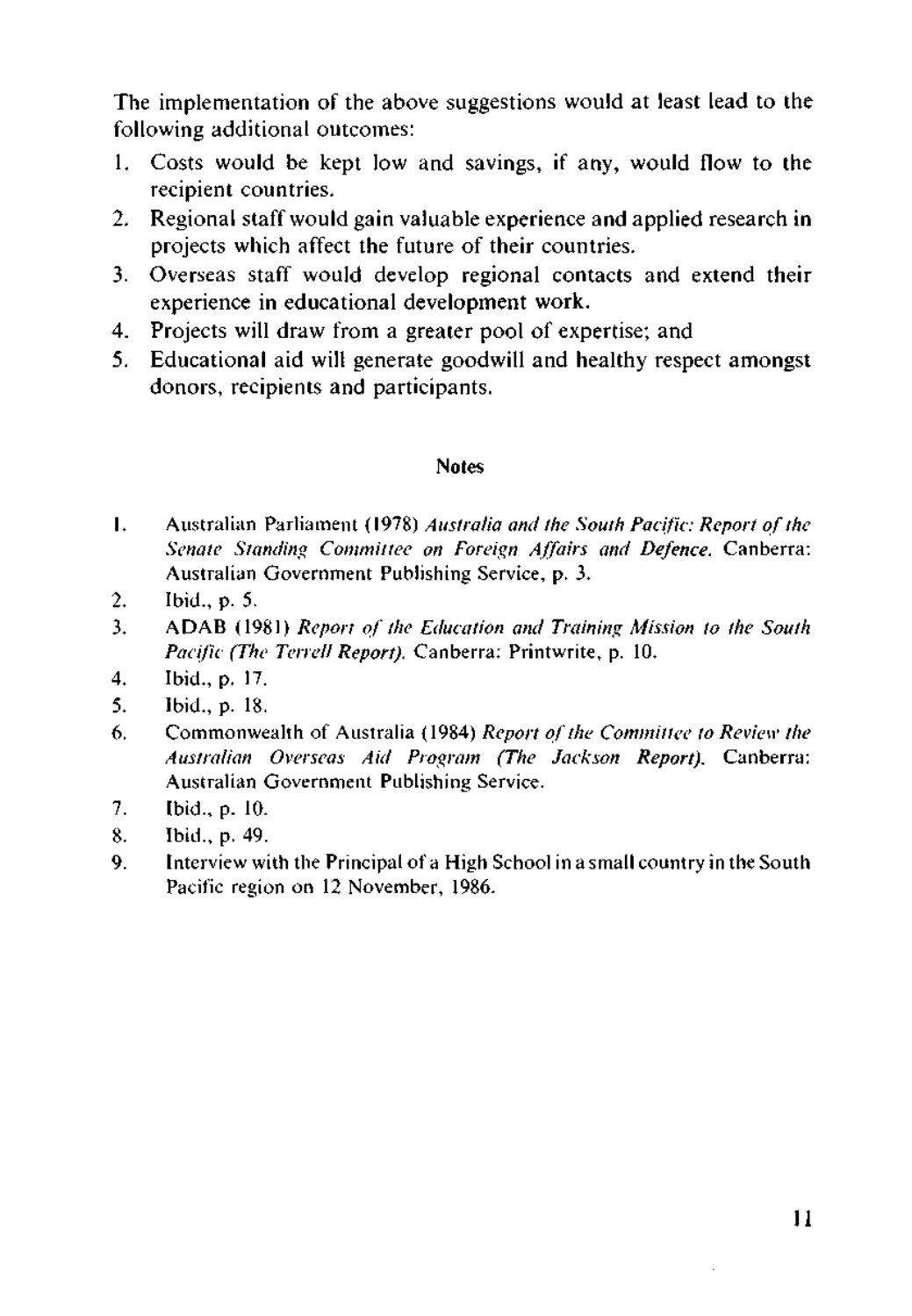The implementation of the above suggestions would at least lead to the following additional outcomes:

1. Costs would be kept low and savings, if any, would flow to the recipient countries.
2. Regional staff would gain valuable experience and applied research in projects which affect the future of their countries.
3. Overseas staff would develop regional contacts and extend their experience in educational development work.
4. Projects will draw from a greater pool of expertise; and
5. Educational aid will generate goodwill and healthy respect amongst donors, recipients and participants.

## Notes

1. Australian Parliament (1978) *Australia and the South Pacific: Report of the Senate Standing Committee on Foreign Affairs and Defence.* Canberra: Australian Government Publishing Service, p. 3.
2. Ibid., p. 5.
3. ADAB (1981) *Report of the Education and Training Mission to the South Pacific (The Terrell Report).* Canberra: Printwrite, p. 10.
4. Ibid., p. 17.
5. Ibid., p. 18.
6. Commonwealth of Australia (1984) *Report of the Committee to Review the Australian Overseas Aid Program (The Jackson Report).* Canberra: Australian Government Publishing Service.
7. Ibid., p. 10.
8. Ibid., p. 49.
9. Interview with the Principal of a High School in a small country in the South Pacific region on 12 November, 1986.